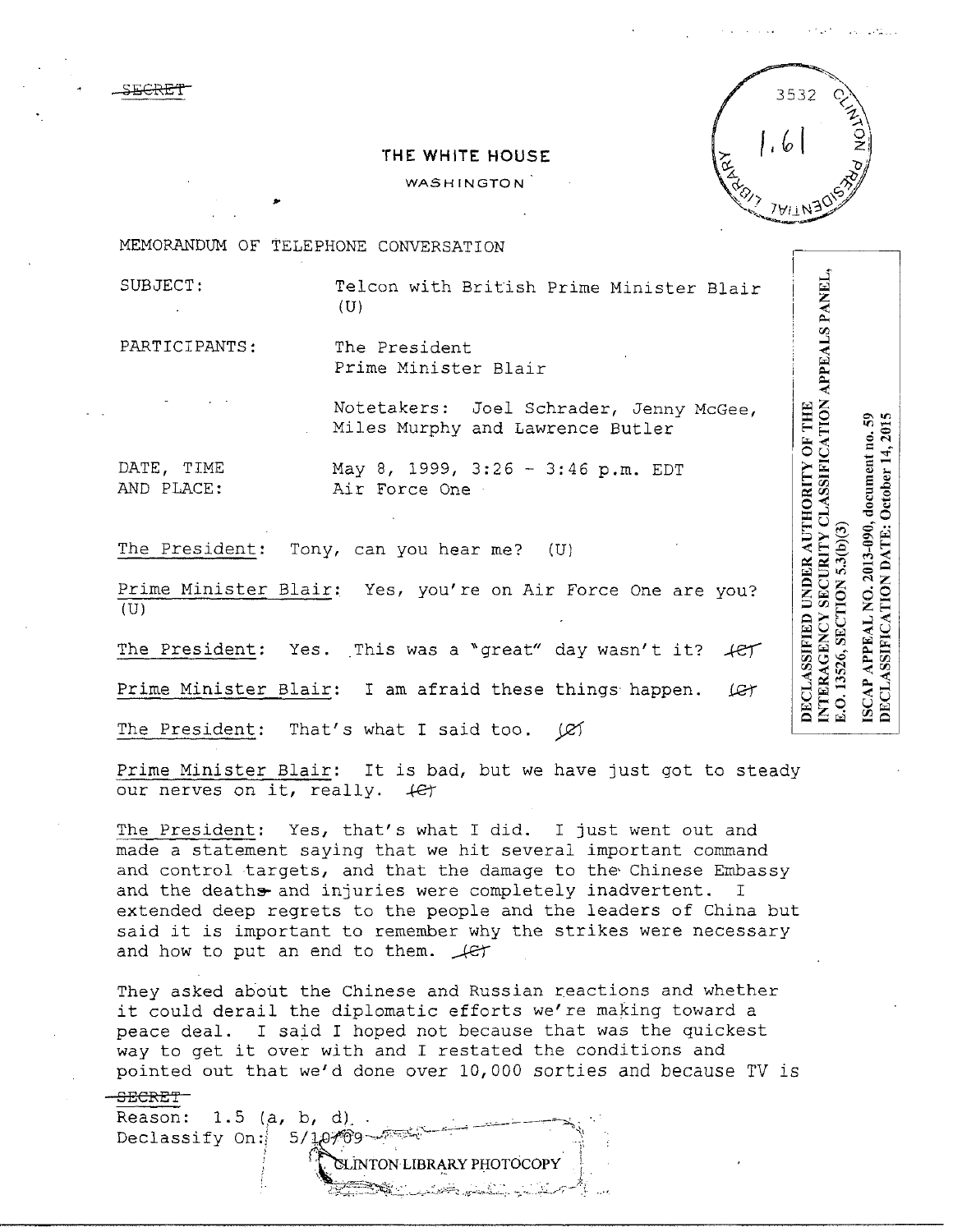~~SECRET~~

THE WHITE HOUSE

WASHINGTON

3532

1.61

MEMORANDUM OF TELEPHONE CONVERSATION

DECLASSIFIED UNDER AUTHORITY OF THE INTERAGENCY SECURITY CLASSIFICATION APPEALS PANEL, E.O. 13526, SECTION 5.3(b)(3)

ISCAP APPEAL NO. 2013-090, document no. 59
DECLASSIFICATION DATE: October 14, 2015

SUBJECT: Telcon with British Prime Minister Blair (U)

PARTICIPANTS: The President
Prime Minister Blair

Notetakers: Joel Schrader, Jenny McGee, Miles Murphy and Lawrence Butler

DATE, TIME AND PLACE: May 8, 1999, 3:26 - 3:46 p.m. EDT
Air Force One

The President: Tony, can you hear me? (U)

Prime Minister Blair: Yes, you're on Air Force One are you? (U)

The President: Yes. This was a "great" day wasn't it? ~~(C)~~

Prime Minister Blair: I am afraid these things happen. ~~(C)~~

The President: That's what I said too. ~~(C)~~

Prime Minister Blair: It is bad, but we have just got to steady our nerves on it, really. ~~(C)~~

The President: Yes, that's what I did. I just went out and made a statement saying that we hit several important command and control targets, and that the damage to the Chinese Embassy and the deaths and injuries were completely inadvertent. I extended deep regrets to the people and the leaders of China but said it is important to remember why the strikes were necessary and how to put an end to them. ~~(C)~~

They asked about the Chinese and Russian reactions and whether it could derail the diplomatic efforts we're making toward a peace deal. I said I hoped not because that was the quickest way to get it over with and I restated the conditions and pointed out that we'd done over 10,000 sorties and because TV is

~~SECRET~~
Reason: 1.5 (a, b, d)
Declassify On: 5/10/09

CLINTON LIBRARY PHOTOCOPY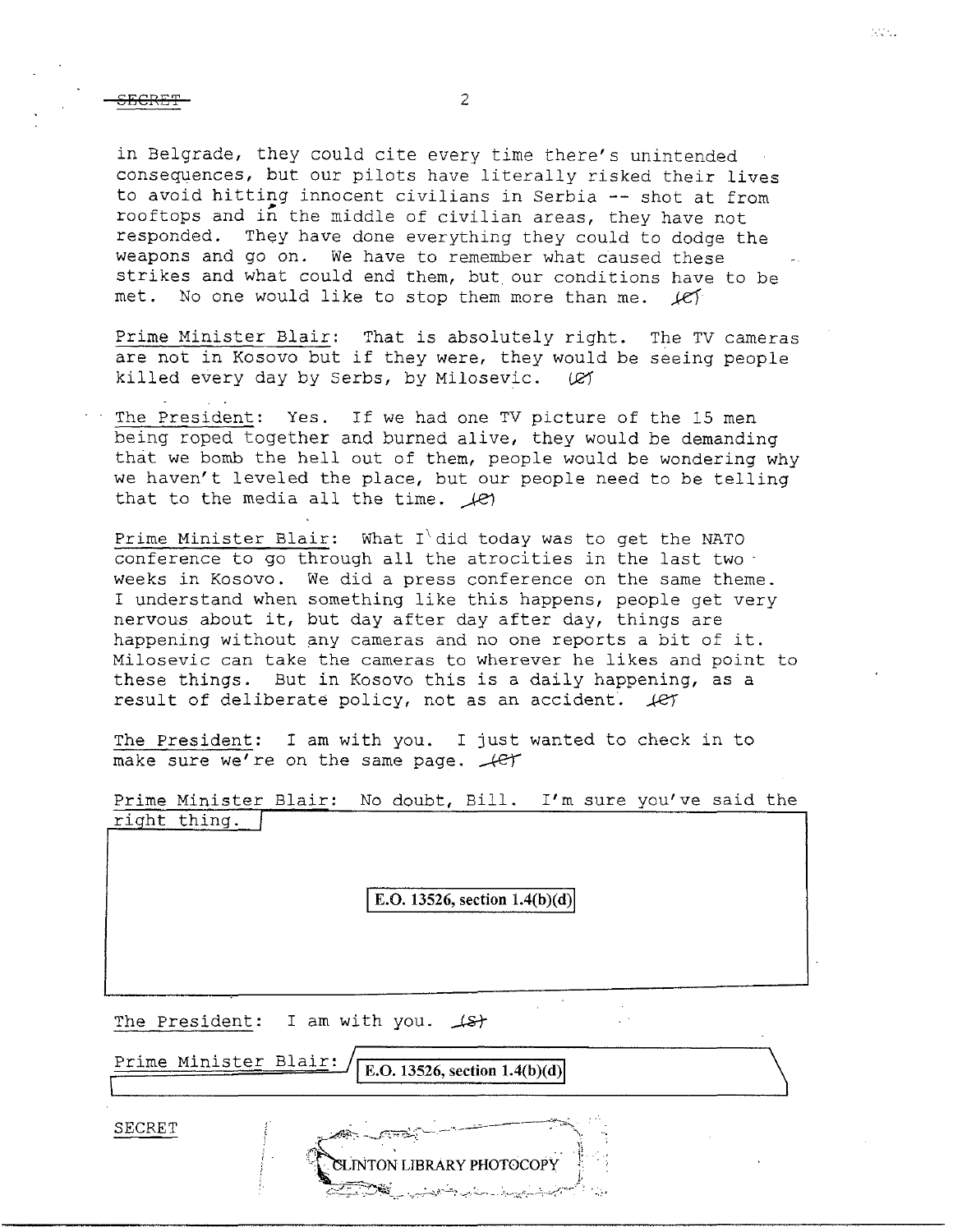in Belgrade, they could cite every time there's unintended consequences, but our pilots have literally risked their lives to avoid hitting innocent civilians in Serbia -- shot at from rooftops and in the middle of civilian areas, they have not responded. They have done everything they could to dodge the weapons and go on. We have to remember what caused these strikes and what could end them, but our conditions have to be met. No one would like to stop them more than me. (C)

Prime Minister Blair: That is absolutely right. The TV cameras are not in Kosovo but if they were, they would be seeing people killed every day by Serbs, by Milosevic. (C)

The President: Yes. If we had one TV picture of the 15 men being roped together and burned alive, they would be demanding that we bomb the hell out of them, people would be wondering why we haven't leveled the place, but our people need to be telling that to the media all the time. (C)

Prime Minister Blair: What I did today was to get the NATO conference to go through all the atrocities in the last two weeks in Kosovo. We did a press conference on the same theme. I understand when something like this happens, people get very nervous about it, but day after day after day, things are happening without any cameras and no one reports a bit of it. Milosevic can take the cameras to wherever he likes and point to these things. But in Kosovo this is a daily happening, as a result of deliberate policy, not as an accident. (C)

The President: I am with you. I just wanted to check in to make sure we're on the same page. (C)

Prime Minister Blair: No doubt, Bill. I'm sure you've said the right thing.

E.O. 13526, section 1.4(b)(d)

The President: I am with you. (S)

Prime Minister Blair: E.O. 13526, section 1.4(b)(d)

SECRET

CLINTON LIBRARY PHOTOCOPY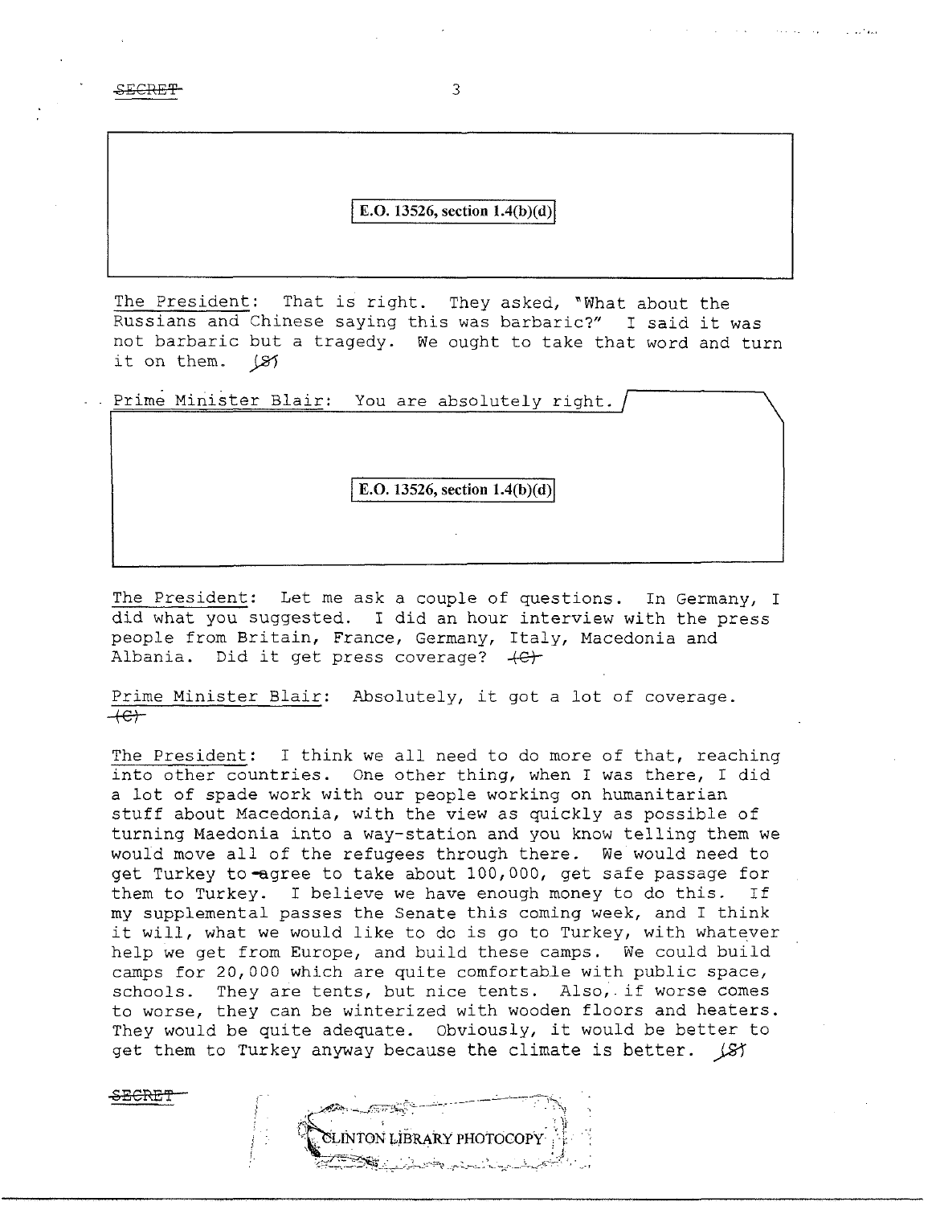SECRET

E.O. 13526, section 1.4(b)(d)

The President: That is right. They asked, "What about the Russians and Chinese saying this was barbaric?" I said it was not barbaric but a tragedy. We ought to take that word and turn it on them. (S)

Prime Minister Blair: You are absolutely right.

E.O. 13526, section 1.4(b)(d)

The President: Let me ask a couple of questions. In Germany, I did what you suggested. I did an hour interview with the press people from Britain, France, Germany, Italy, Macedonia and Albania. Did it get press coverage? (C)

Prime Minister Blair: Absolutely, it got a lot of coverage. (C)

The President: I think we all need to do more of that, reaching into other countries. One other thing, when I was there, I did a lot of spade work with our people working on humanitarian stuff about Macedonia, with the view as quickly as possible of turning Maedonia into a way-station and you know telling them we would move all of the refugees through there. We would need to get Turkey to agree to take about 100,000, get safe passage for them to Turkey. I believe we have enough money to do this. If my supplemental passes the Senate this coming week, and I think it will, what we would like to do is go to Turkey, with whatever help we get from Europe, and build these camps. We could build camps for 20,000 which are quite comfortable with public space, schools. They are tents, but nice tents. Also, if worse comes to worse, they can be winterized with wooden floors and heaters. They would be quite adequate. Obviously, it would be better to get them to Turkey anyway because the climate is better. (S)

SECRET

CLINTON LIBRARY PHOTOCOPY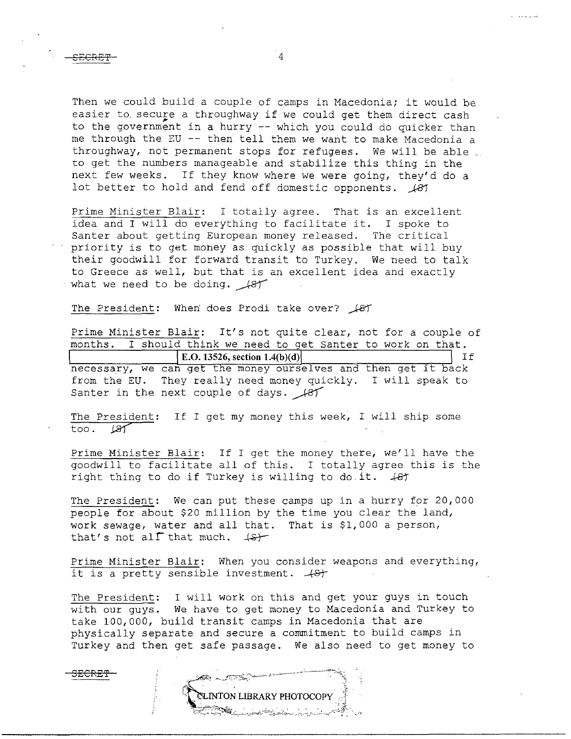Then we could build a couple of camps in Macedonia; it would be easier to secure a throughway if we could get them direct cash to the government in a hurry -- which you could do quicker than me through the EU -- then tell them we want to make Macedonia a throughway, not permanent stops for refugees. We will be able to get the numbers manageable and stabilize this thing in the next few weeks. If they know where we were going, they'd do a lot better to hold and fend off domestic opponents. (S)

Prime Minister Blair: I totally agree. That is an excellent idea and I will do everything to facilitate it. I spoke to Santer about getting European money released. The critical priority is to get money as quickly as possible that will buy their goodwill for forward transit to Turkey. We need to talk to Greece as well, but that is an excellent idea and exactly what we need to be doing. (S)

The President: When does Prodi take over? (S)

Prime Minister Blair: It's not quite clear, not for a couple of months. I should think we need to get Santer to work on that. [E.O. 13526, section 1.4(b)(d)] If necessary, we can get the money ourselves and then get it back from the EU. They really need money quickly. I will speak to Santer in the next couple of days. (S)

The President: If I get my money this week, I will ship some too. (S)

Prime Minister Blair: If I get the money there, we'll have the goodwill to facilitate all of this. I totally agree this is the right thing to do if Turkey is willing to do it. (S)

The President: We can put these camps up in a hurry for 20,000 people for about $20 million by the time you clear the land, work sewage, water and all that. That is $1,000 a person, that's not all that much. (S)

Prime Minister Blair: When you consider weapons and everything, it is a pretty sensible investment. (S)

The President: I will work on this and get your guys in touch with our guys. We have to get money to Macedonia and Turkey to take 100,000, build transit camps in Macedonia that are physically separate and secure a commitment to build camps in Turkey and then get safe passage. We also need to get money to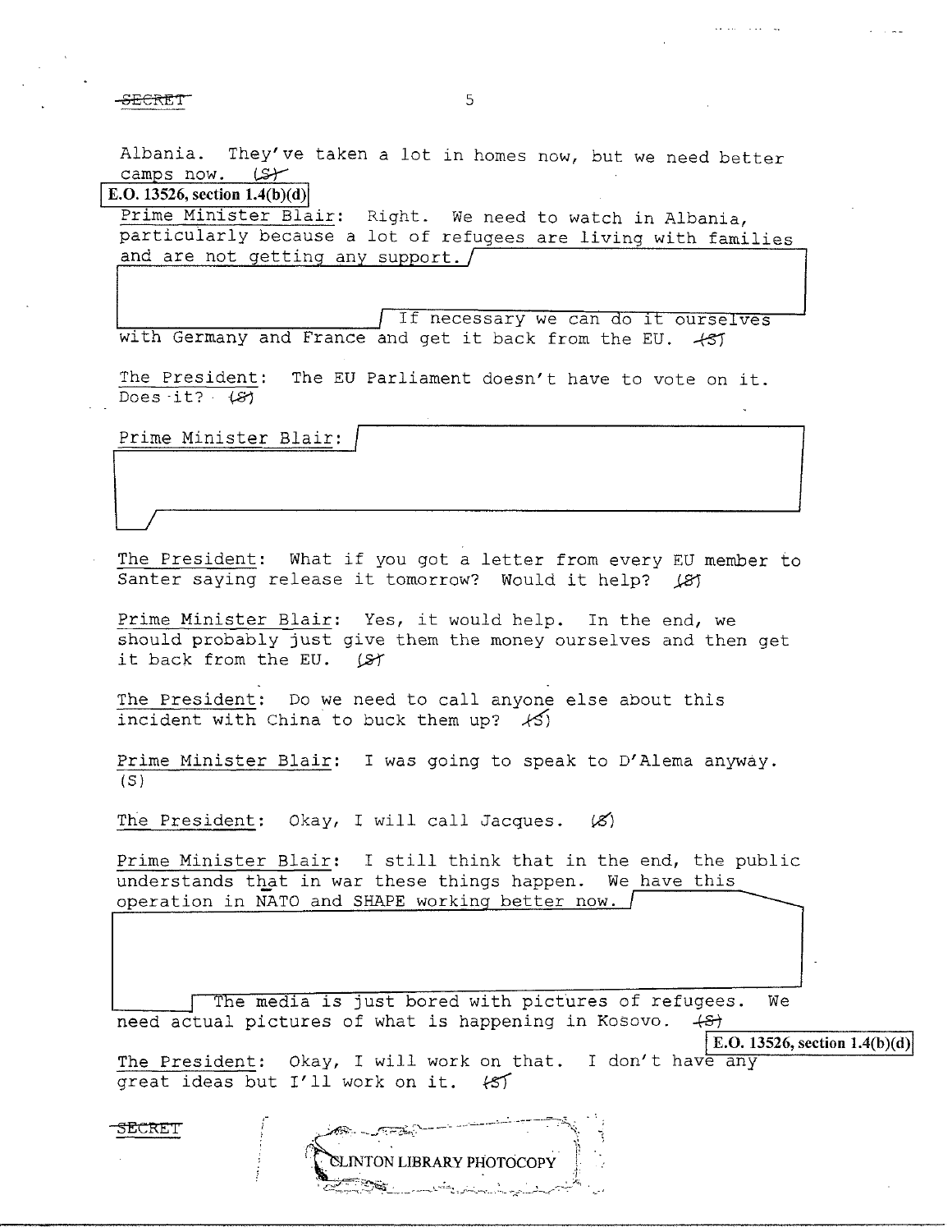Albania. They've taken a lot in homes now, but we need better camps now. (S)

E.O. 13526, section 1.4(b)(d)

Prime Minister Blair: Right. We need to watch in Albania, particularly because a lot of refugees are living with families and are not getting any support. If necessary we can do it ourselves with Germany and France and get it back from the EU. (S)

The President: The EU Parliament doesn't have to vote on it. Does it? (S)

Prime Minister Blair:

The President: What if you got a letter from every EU member to Santer saying release it tomorrow? Would it help? (S)

Prime Minister Blair: Yes, it would help. In the end, we should probably just give them the money ourselves and then get it back from the EU. (S)

The President: Do we need to call anyone else about this incident with China to buck them up? (S)

Prime Minister Blair: I was going to speak to D'Alema anyway. (S)

The President: Okay, I will call Jacques. (S)

Prime Minister Blair: I still think that in the end, the public understands that in war these things happen. We have this operation in NATO and SHAPE working better now. The media is just bored with pictures of refugees. We need actual pictures of what is happening in Kosovo. (S)

E.O. 13526, section 1.4(b)(d)

The President: Okay, I will work on that. I don't have any great ideas but I'll work on it. (S)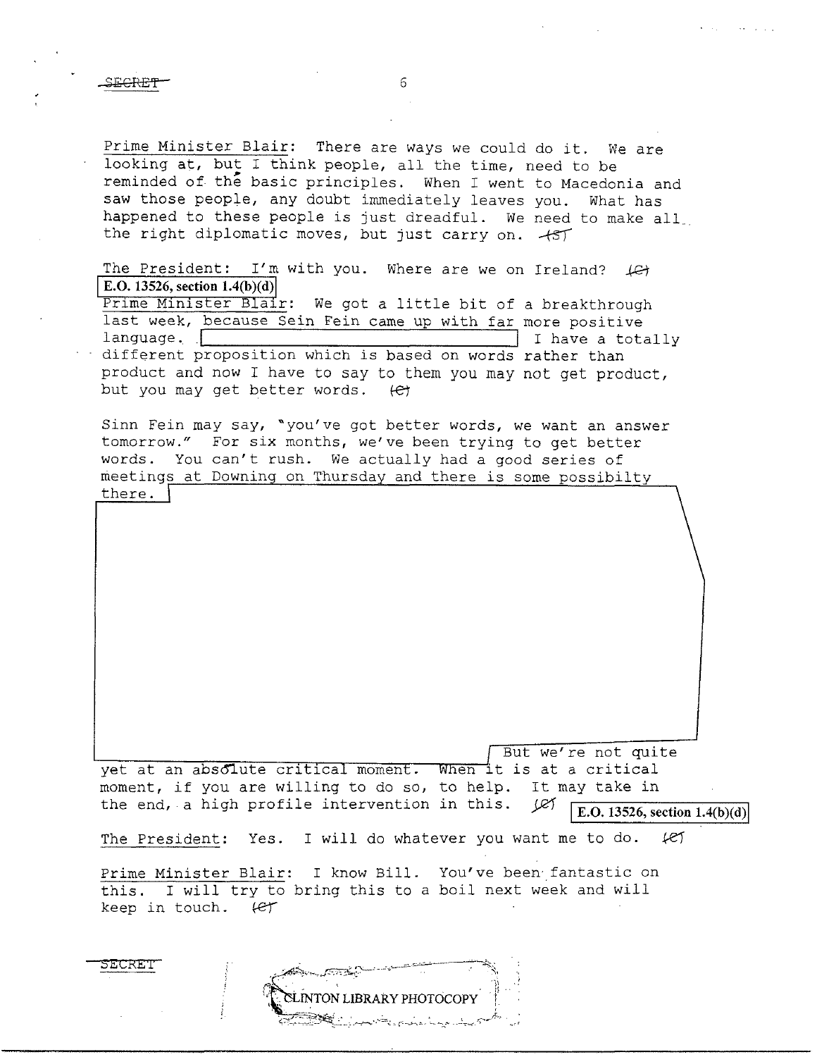Prime Minister Blair: There are ways we could do it. We are looking at, but I think people, all the time, need to be reminded of the basic principles. When I went to Macedonia and saw those people, any doubt immediately leaves you. What has happened to these people is just dreadful. We need to make all the right diplomatic moves, but just carry on. (S)

The President: I'm with you. Where are we on Ireland? (C)

E.O. 13526, section 1.4(b)(d)

Prime Minister Blair: We got a little bit of a breakthrough last week, because Sein Fein came up with far more positive language. [REDACTED] I have a totally different proposition which is based on words rather than product and now I have to say to them you may not get product, but you may get better words. (C)

Sinn Fein may say, "you've got better words, we want an answer tomorrow." For six months, we've been trying to get better words. You can't rush. We actually had a good series of meetings at Downing on Thursday and there is some possibilty there. [REDACTED] But we're not quite yet at an absolute critical moment. When it is at a critical moment, if you are willing to do so, to help. It may take in the end, a high profile intervention in this. (C)

E.O. 13526, section 1.4(b)(d)

The President: Yes. I will do whatever you want me to do. (C)

Prime Minister Blair: I know Bill. You've been fantastic on this. I will try to bring this to a boil next week and will keep in touch. (C)

CLINTON LIBRARY PHOTOCOPY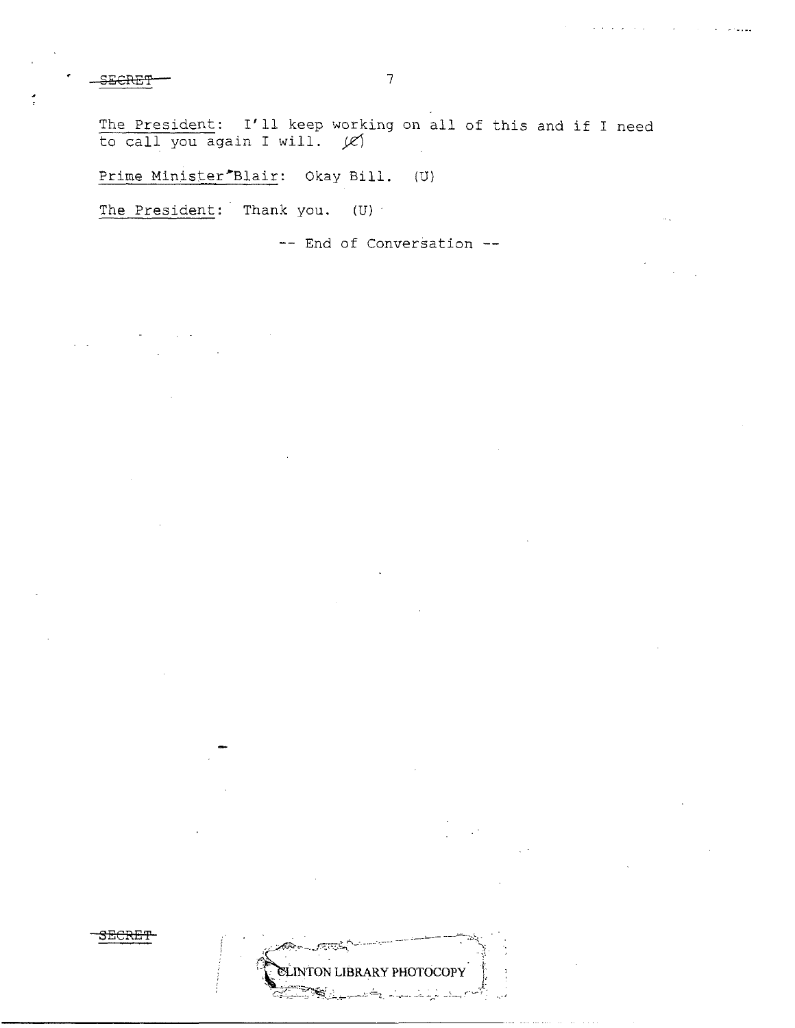The President: I'll keep working on all of this and if I need to call you again I will. (C)

Prime Minister Blair: Okay Bill. (U)

The President: Thank you. (U)

-- End of Conversation --